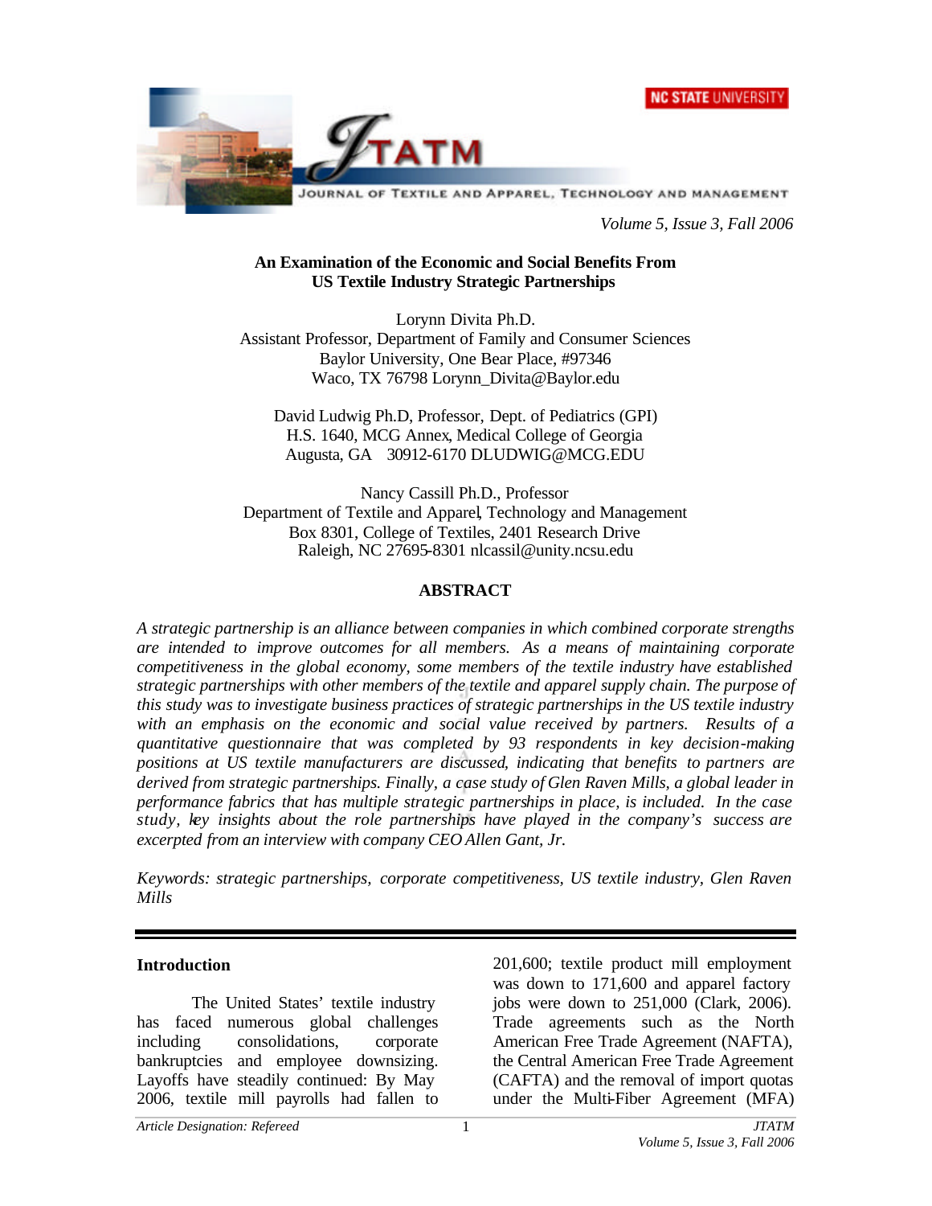# An Examination of the Economic and Social Benefits From US Textile Industry Strategic Partnerships

Lorynn Divita Ph.D.
Assistant Professor, Department of Family and Consumer Sciences
Baylor University, One Bear Place, #97346
Waco, TX 76798 Lorynn_Divita@Baylor.edu

David Ludwig Ph.D, Professor, Dept. of Pediatrics (GPI)
H.S. 1640, MCG Annex, Medical College of Georgia
Augusta, GA 30912-6170 DLUDWIG@MCG.EDU

Nancy Cassill Ph.D., Professor
Department of Textile and Apparel, Technology and Management
Box 8301, College of Textiles, 2401 Research Drive
Raleigh, NC 27695-8301 nlcassil@unity.ncsu.edu

## ABSTRACT

*A strategic partnership is an alliance between companies in which combined corporate strengths are intended to improve outcomes for all members. As a means of maintaining corporate competitiveness in the global economy, some members of the textile industry have established strategic partnerships with other members of the textile and apparel supply chain. The purpose of this study was to investigate business practices of strategic partnerships in the US textile industry with an emphasis on the economic and social value received by partners. Results of a quantitative questionnaire that was completed by 93 respondents in key decision-making positions at US textile manufacturers are discussed, indicating that benefits to partners are derived from strategic partnerships. Finally, a case study of Glen Raven Mills, a global leader in performance fabrics that has multiple strategic partnerships in place, is included. In the case study, key insights about the role partnerships have played in the company's success are excerpted from an interview with company CEO Allen Gant, Jr.*

*Keywords: strategic partnerships, corporate competitiveness, US textile industry, Glen Raven Mills*

## Introduction

The United States' textile industry has faced numerous global challenges including consolidations, corporate bankruptcies and employee downsizing. Layoffs have steadily continued: By May 2006, textile mill payrolls had fallen to 201,600; textile product mill employment was down to 171,600 and apparel factory jobs were down to 251,000 (Clark, 2006). Trade agreements such as the North American Free Trade Agreement (NAFTA), the Central American Free Trade Agreement (CAFTA) and the removal of import quotas under the Multi-Fiber Agreement (MFA)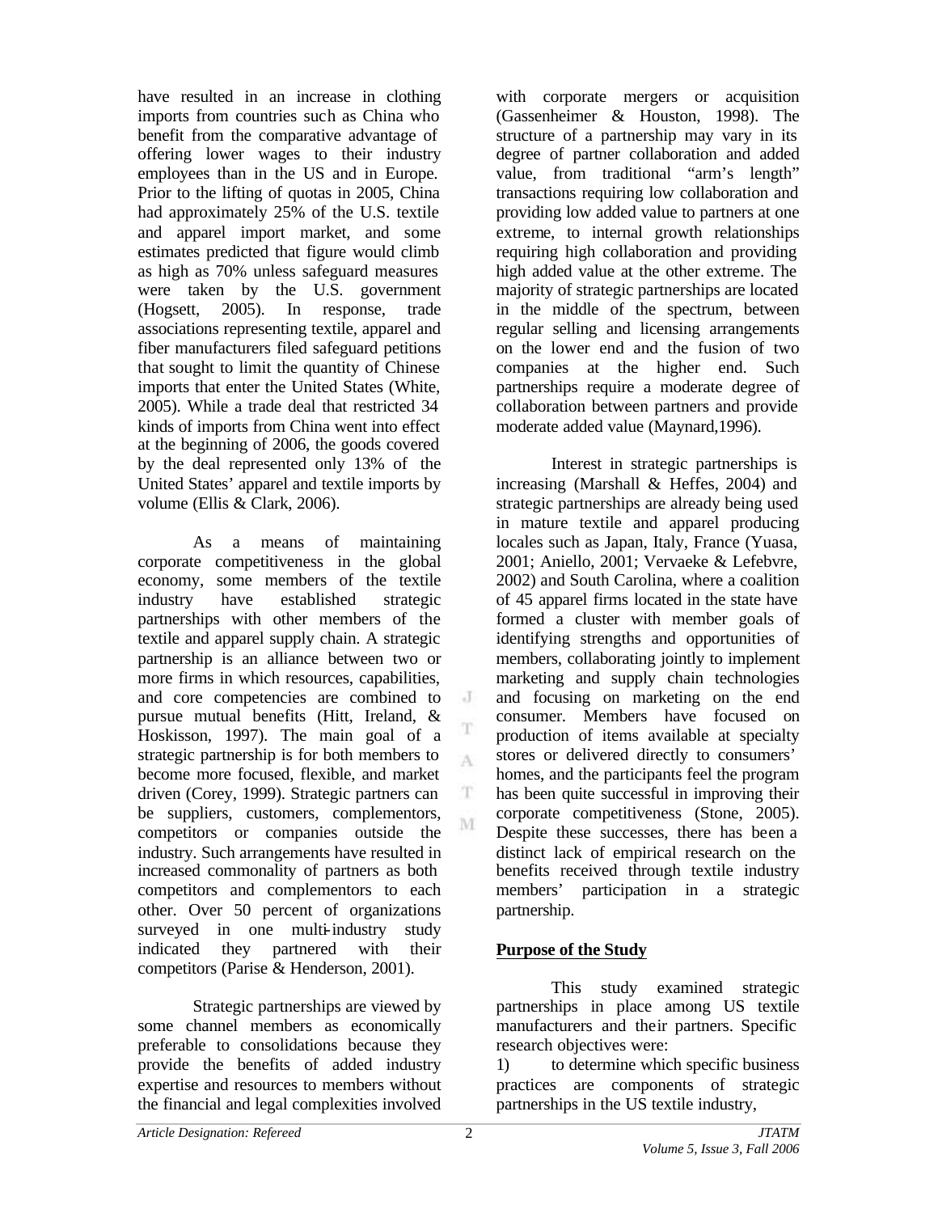have resulted in an increase in clothing imports from countries such as China who benefit from the comparative advantage of offering lower wages to their industry employees than in the US and in Europe. Prior to the lifting of quotas in 2005, China had approximately 25% of the U.S. textile and apparel import market, and some estimates predicted that figure would climb as high as 70% unless safeguard measures were taken by the U.S. government (Hogsett, 2005). In response, trade associations representing textile, apparel and fiber manufacturers filed safeguard petitions that sought to limit the quantity of Chinese imports that enter the United States (White, 2005). While a trade deal that restricted 34 kinds of imports from China went into effect at the beginning of 2006, the goods covered by the deal represented only 13% of the United States' apparel and textile imports by volume (Ellis & Clark, 2006).

As a means of maintaining corporate competitiveness in the global economy, some members of the textile industry have established strategic partnerships with other members of the textile and apparel supply chain. A strategic partnership is an alliance between two or more firms in which resources, capabilities, and core competencies are combined to pursue mutual benefits (Hitt, Ireland, & Hoskisson, 1997). The main goal of a strategic partnership is for both members to become more focused, flexible, and market driven (Corey, 1999). Strategic partners can be suppliers, customers, complementors, competitors or companies outside the industry. Such arrangements have resulted in increased commonality of partners as both competitors and complementors to each other. Over 50 percent of organizations surveyed in one multi-industry study indicated they partnered with their competitors (Parise & Henderson, 2001).

Strategic partnerships are viewed by some channel members as economically preferable to consolidations because they provide the benefits of added industry expertise and resources to members without the financial and legal complexities involved with corporate mergers or acquisition (Gassenheimer & Houston, 1998). The structure of a partnership may vary in its degree of partner collaboration and added value, from traditional "arm's length" transactions requiring low collaboration and providing low added value to partners at one extreme, to internal growth relationships requiring high collaboration and providing high added value at the other extreme. The majority of strategic partnerships are located in the middle of the spectrum, between regular selling and licensing arrangements on the lower end and the fusion of two companies at the higher end. Such partnerships require a moderate degree of collaboration between partners and provide moderate added value (Maynard,1996).

Interest in strategic partnerships is increasing (Marshall & Heffes, 2004) and strategic partnerships are already being used in mature textile and apparel producing locales such as Japan, Italy, France (Yuasa, 2001; Aniello, 2001; Vervaeke & Lefebvre, 2002) and South Carolina, where a coalition of 45 apparel firms located in the state have formed a cluster with member goals of identifying strengths and opportunities of members, collaborating jointly to implement marketing and supply chain technologies and focusing on marketing on the end consumer. Members have focused on production of items available at specialty stores or delivered directly to consumers' homes, and the participants feel the program has been quite successful in improving their corporate competitiveness (Stone, 2005). Despite these successes, there has been a distinct lack of empirical research on the benefits received through textile industry members' participation in a strategic partnership.

## Purpose of the Study

This study examined strategic partnerships in place among US textile manufacturers and their partners. Specific research objectives were:

1) to determine which specific business practices are components of strategic partnerships in the US textile industry,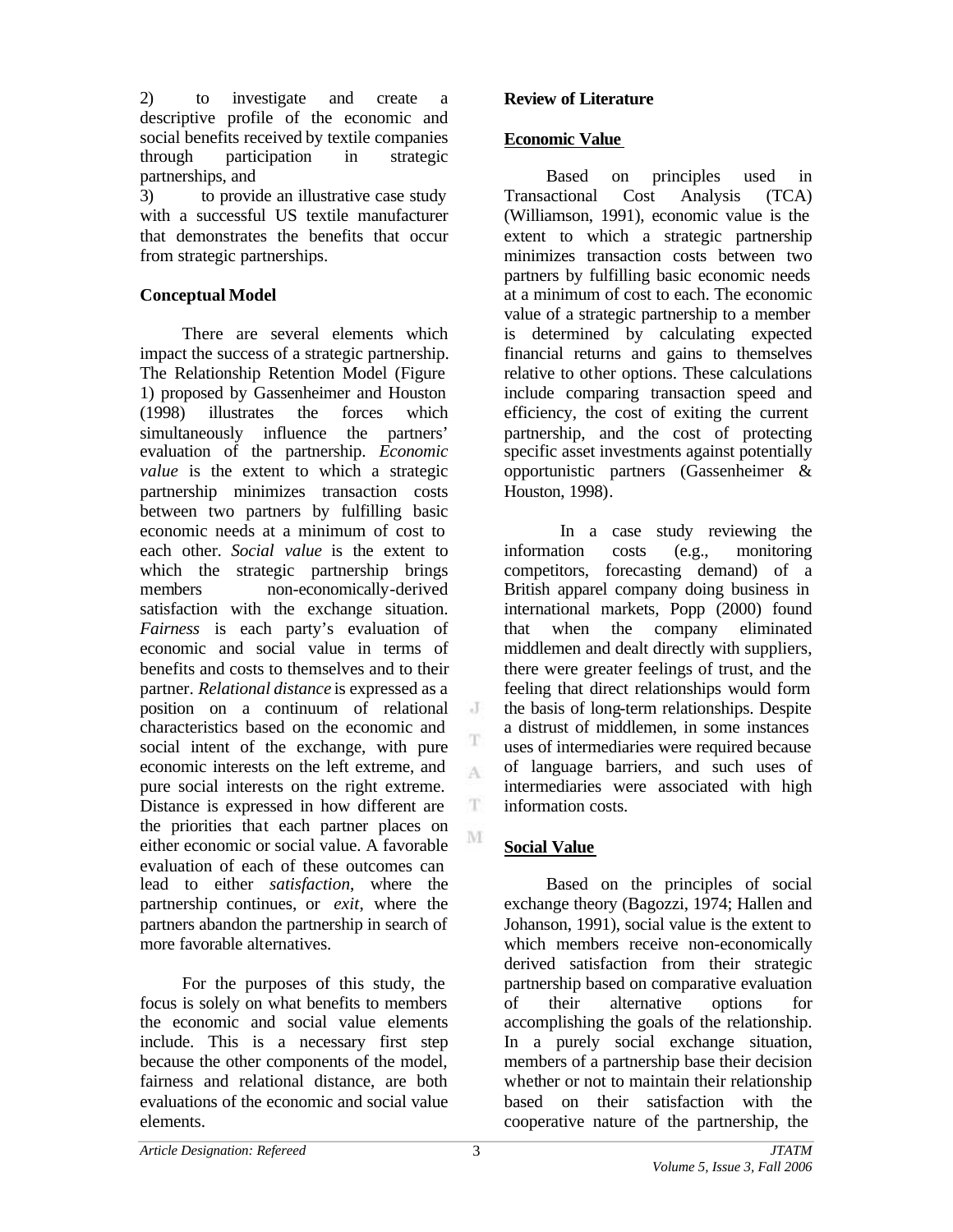2) to investigate and create a descriptive profile of the economic and social benefits received by textile companies through participation in strategic partnerships, and

3) to provide an illustrative case study with a successful US textile manufacturer that demonstrates the benefits that occur from strategic partnerships.

## Conceptual Model

There are several elements which impact the success of a strategic partnership. The Relationship Retention Model (Figure 1) proposed by Gassenheimer and Houston (1998) illustrates the forces which simultaneously influence the partners' evaluation of the partnership. *Economic value* is the extent to which a strategic partnership minimizes transaction costs between two partners by fulfilling basic economic needs at a minimum of cost to each other. *Social value* is the extent to which the strategic partnership brings members non-economically-derived satisfaction with the exchange situation. *Fairness* is each party's evaluation of economic and social value in terms of benefits and costs to themselves and to their partner. *Relational distance* is expressed as a position on a continuum of relational characteristics based on the economic and social intent of the exchange, with pure economic interests on the left extreme, and pure social interests on the right extreme. Distance is expressed in how different are the priorities that each partner places on either economic or social value. A favorable evaluation of each of these outcomes can lead to either *satisfaction*, where the partnership continues, or *exit*, where the partners abandon the partnership in search of more favorable alternatives.

For the purposes of this study, the focus is solely on what benefits to members the economic and social value elements include. This is a necessary first step because the other components of the model, fairness and relational distance, are both evaluations of the economic and social value elements.

## Review of Literature

### Economic Value

Based on principles used in Transactional Cost Analysis (TCA) (Williamson, 1991), economic value is the extent to which a strategic partnership minimizes transaction costs between two partners by fulfilling basic economic needs at a minimum of cost to each. The economic value of a strategic partnership to a member is determined by calculating expected financial returns and gains to themselves relative to other options. These calculations include comparing transaction speed and efficiency, the cost of exiting the current partnership, and the cost of protecting specific asset investments against potentially opportunistic partners (Gassenheimer & Houston, 1998).

In a case study reviewing the information costs (e.g., monitoring competitors, forecasting demand) of a British apparel company doing business in international markets, Popp (2000) found that when the company eliminated middlemen and dealt directly with suppliers, there were greater feelings of trust, and the feeling that direct relationships would form the basis of long-term relationships. Despite a distrust of middlemen, in some instances uses of intermediaries were required because of language barriers, and such uses of intermediaries were associated with high information costs.

### Social Value

Based on the principles of social exchange theory (Bagozzi, 1974; Hallen and Johanson, 1991), social value is the extent to which members receive non-economically derived satisfaction from their strategic partnership based on comparative evaluation of their alternative options for accomplishing the goals of the relationship. In a purely social exchange situation, members of a partnership base their decision whether or not to maintain their relationship based on their satisfaction with the cooperative nature of the partnership, the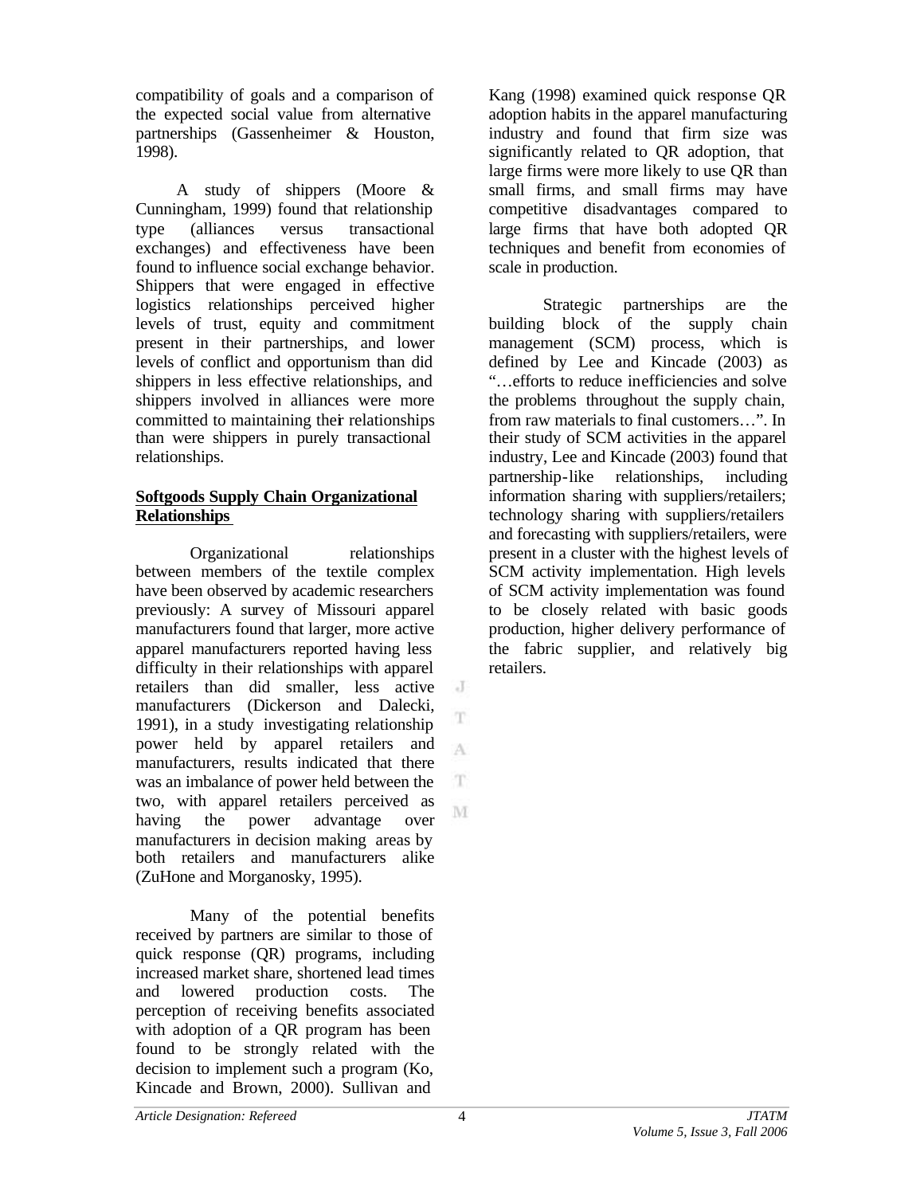compatibility of goals and a comparison of the expected social value from alternative partnerships (Gassenheimer & Houston, 1998).

A study of shippers (Moore & Cunningham, 1999) found that relationship type (alliances versus transactional exchanges) and effectiveness have been found to influence social exchange behavior. Shippers that were engaged in effective logistics relationships perceived higher levels of trust, equity and commitment present in their partnerships, and lower levels of conflict and opportunism than did shippers in less effective relationships, and shippers involved in alliances were more committed to maintaining their relationships than were shippers in purely transactional relationships.

**Softgoods Supply Chain Organizational Relationships**

Organizational relationships between members of the textile complex have been observed by academic researchers previously: A survey of Missouri apparel manufacturers found that larger, more active apparel manufacturers reported having less difficulty in their relationships with apparel retailers than did smaller, less active manufacturers (Dickerson and Dalecki, 1991), in a study investigating relationship power held by apparel retailers and manufacturers, results indicated that there was an imbalance of power held between the two, with apparel retailers perceived as having the power advantage over manufacturers in decision making areas by both retailers and manufacturers alike (ZuHone and Morganosky, 1995).

Many of the potential benefits received by partners are similar to those of quick response (QR) programs, including increased market share, shortened lead times and lowered production costs. The perception of receiving benefits associated with adoption of a QR program has been found to be strongly related with the decision to implement such a program (Ko, Kincade and Brown, 2000). Sullivan and Kang (1998) examined quick response QR adoption habits in the apparel manufacturing industry and found that firm size was significantly related to QR adoption, that large firms were more likely to use QR than small firms, and small firms may have competitive disadvantages compared to large firms that have both adopted QR techniques and benefit from economies of scale in production.

Strategic partnerships are the building block of the supply chain management (SCM) process, which is defined by Lee and Kincade (2003) as "…efforts to reduce inefficiencies and solve the problems throughout the supply chain, from raw materials to final customers…". In their study of SCM activities in the apparel industry, Lee and Kincade (2003) found that partnership-like relationships, including information sharing with suppliers/retailers; technology sharing with suppliers/retailers and forecasting with suppliers/retailers, were present in a cluster with the highest levels of SCM activity implementation. High levels of SCM activity implementation was found to be closely related with basic goods production, higher delivery performance of the fabric supplier, and relatively big retailers.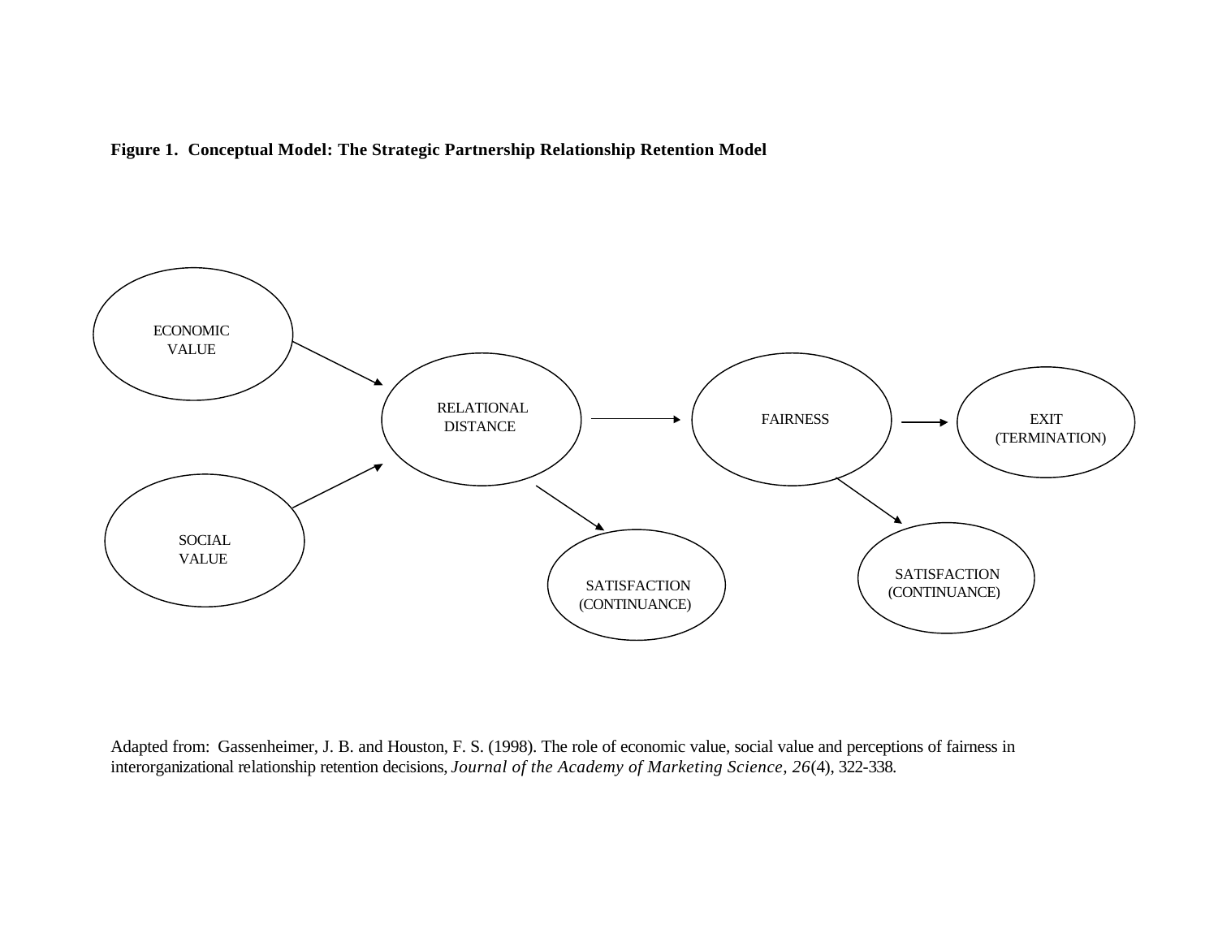**Figure 1. Conceptual Model: The Strategic Partnership Relationship Retention Model**

ECONOMIC VALUE

SOCIAL VALUE

RELATIONAL DISTANCE

FAIRNESS

EXIT (TERMINATION)

SATISFACTION (CONTINUANCE)

SATISFACTION (CONTINUANCE)

Adapted from: Gassenheimer, J. B. and Houston, F. S. (1998). The role of economic value, social value and perceptions of fairness in interorganizational relationship retention decisions, *Journal of the Academy of Marketing Science*, *26*(4), 322-338.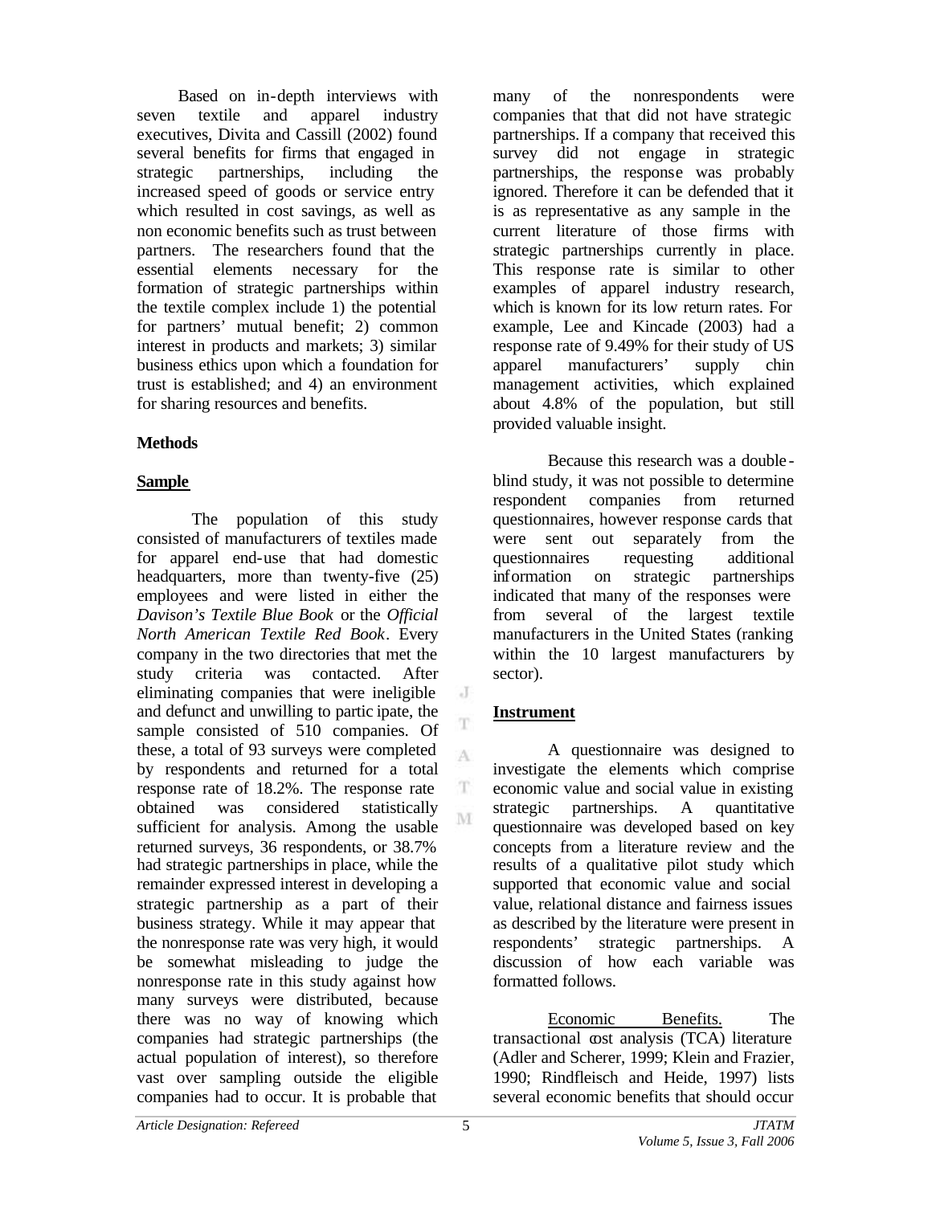Based on in-depth interviews with seven textile and apparel industry executives, Divita and Cassill (2002) found several benefits for firms that engaged in strategic partnerships, including the increased speed of goods or service entry which resulted in cost savings, as well as non economic benefits such as trust between partners. The researchers found that the essential elements necessary for the formation of strategic partnerships within the textile complex include 1) the potential for partners' mutual benefit; 2) common interest in products and markets; 3) similar business ethics upon which a foundation for trust is established; and 4) an environment for sharing resources and benefits.

## Methods

### Sample

The population of this study consisted of manufacturers of textiles made for apparel end-use that had domestic headquarters, more than twenty-five (25) employees and were listed in either the *Davison's Textile Blue Book* or the *Official North American Textile Red Book*. Every company in the two directories that met the study criteria was contacted. After eliminating companies that were ineligible and defunct and unwilling to participate, the sample consisted of 510 companies. Of these, a total of 93 surveys were completed by respondents and returned for a total response rate of 18.2%. The response rate obtained was considered statistically sufficient for analysis. Among the usable returned surveys, 36 respondents, or 38.7% had strategic partnerships in place, while the remainder expressed interest in developing a strategic partnership as a part of their business strategy. While it may appear that the nonresponse rate was very high, it would be somewhat misleading to judge the nonresponse rate in this study against how many surveys were distributed, because there was no way of knowing which companies had strategic partnerships (the actual population of interest), so therefore vast over sampling outside the eligible companies had to occur. It is probable that many of the nonrespondents were companies that that did not have strategic partnerships. If a company that received this survey did not engage in strategic partnerships, the response was probably ignored. Therefore it can be defended that it is as representative as any sample in the current literature of those firms with strategic partnerships currently in place. This response rate is similar to other examples of apparel industry research, which is known for its low return rates. For example, Lee and Kincade (2003) had a response rate of 9.49% for their study of US apparel manufacturers' supply chin management activities, which explained about 4.8% of the population, but still provided valuable insight.

Because this research was a double-blind study, it was not possible to determine respondent companies from returned questionnaires, however response cards that were sent out separately from the questionnaires requesting additional information on strategic partnerships indicated that many of the responses were from several of the largest textile manufacturers in the United States (ranking within the 10 largest manufacturers by sector).

### Instrument

A questionnaire was designed to investigate the elements which comprise economic value and social value in existing strategic partnerships. A quantitative questionnaire was developed based on key concepts from a literature review and the results of a qualitative pilot study which supported that economic value and social value, relational distance and fairness issues as described by the literature were present in respondents' strategic partnerships. A discussion of how each variable was formatted follows.

Economic Benefits. The transactional cost analysis (TCA) literature (Adler and Scherer, 1999; Klein and Frazier, 1990; Rindfleisch and Heide, 1997) lists several economic benefits that should occur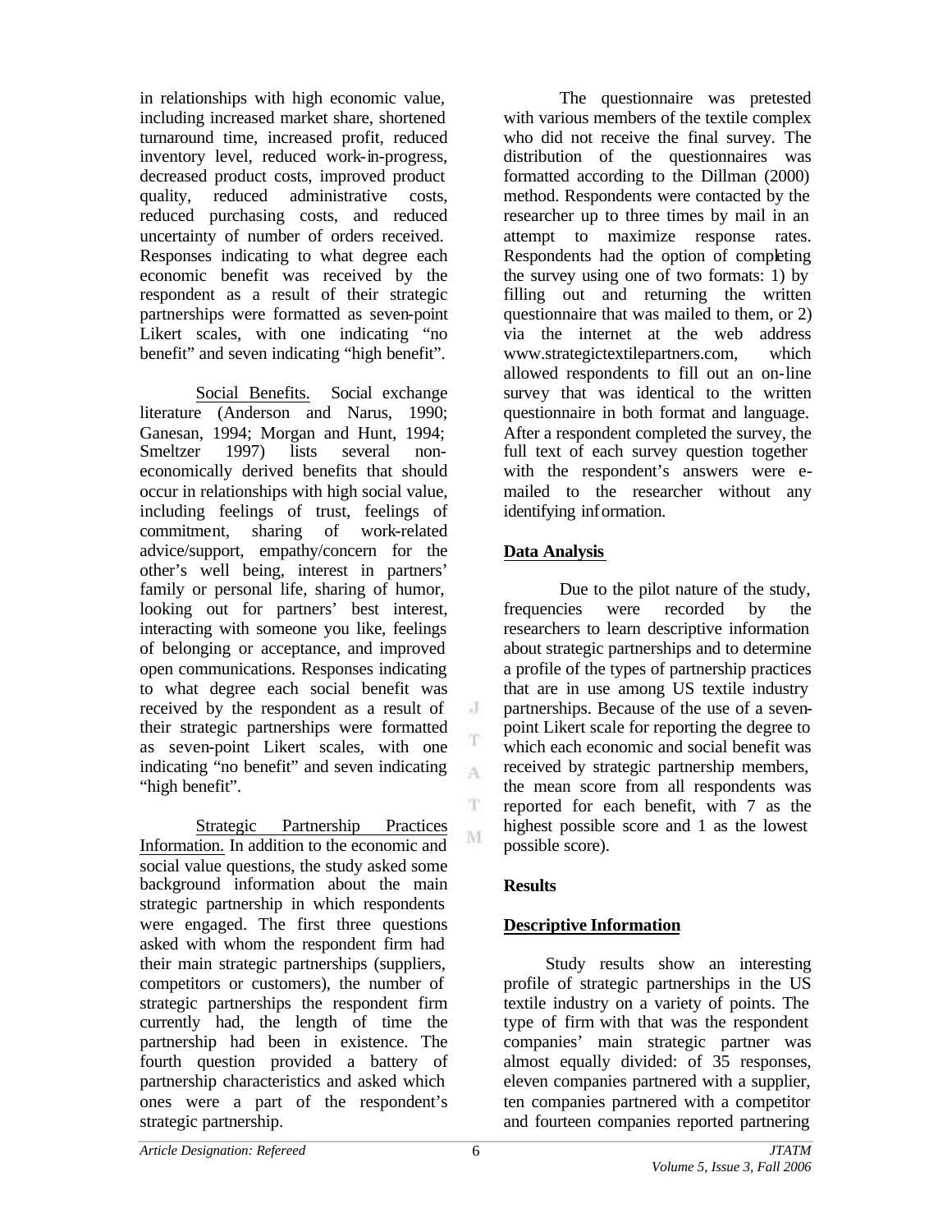in relationships with high economic value, including increased market share, shortened turnaround time, increased profit, reduced inventory level, reduced work-in-progress, decreased product costs, improved product quality, reduced administrative costs, reduced purchasing costs, and reduced uncertainty of number of orders received. Responses indicating to what degree each economic benefit was received by the respondent as a result of their strategic partnerships were formatted as seven-point Likert scales, with one indicating "no benefit" and seven indicating "high benefit".

Social Benefits. Social exchange literature (Anderson and Narus, 1990; Ganesan, 1994; Morgan and Hunt, 1994; Smeltzer 1997) lists several non-economically derived benefits that should occur in relationships with high social value, including feelings of trust, feelings of commitment, sharing of work-related advice/support, empathy/concern for the other's well being, interest in partners' family or personal life, sharing of humor, looking out for partners' best interest, interacting with someone you like, feelings of belonging or acceptance, and improved open communications. Responses indicating to what degree each social benefit was received by the respondent as a result of their strategic partnerships were formatted as seven-point Likert scales, with one indicating "no benefit" and seven indicating "high benefit".

Strategic Partnership Practices Information. In addition to the economic and social value questions, the study asked some background information about the main strategic partnership in which respondents were engaged. The first three questions asked with whom the respondent firm had their main strategic partnerships (suppliers, competitors or customers), the number of strategic partnerships the respondent firm currently had, the length of time the partnership had been in existence. The fourth question provided a battery of partnership characteristics and asked which ones were a part of the respondent's strategic partnership.

The questionnaire was pretested with various members of the textile complex who did not receive the final survey. The distribution of the questionnaires was formatted according to the Dillman (2000) method. Respondents were contacted by the researcher up to three times by mail in an attempt to maximize response rates. Respondents had the option of completing the survey using one of two formats: 1) by filling out and returning the written questionnaire that was mailed to them, or 2) via the internet at the web address www.strategictextilepartners.com, which allowed respondents to fill out an on-line survey that was identical to the written questionnaire in both format and language. After a respondent completed the survey, the full text of each survey question together with the respondent's answers were e-mailed to the researcher without any identifying information.

## Data Analysis

Due to the pilot nature of the study, frequencies were recorded by the researchers to learn descriptive information about strategic partnerships and to determine a profile of the types of partnership practices that are in use among US textile industry partnerships. Because of the use of a seven-point Likert scale for reporting the degree to which each economic and social benefit was received by strategic partnership members, the mean score from all respondents was reported for each benefit, with 7 as the highest possible score and 1 as the lowest possible score).

## Results

### Descriptive Information

Study results show an interesting profile of strategic partnerships in the US textile industry on a variety of points. The type of firm with that was the respondent companies' main strategic partner was almost equally divided: of 35 responses, eleven companies partnered with a supplier, ten companies partnered with a competitor and fourteen companies reported partnering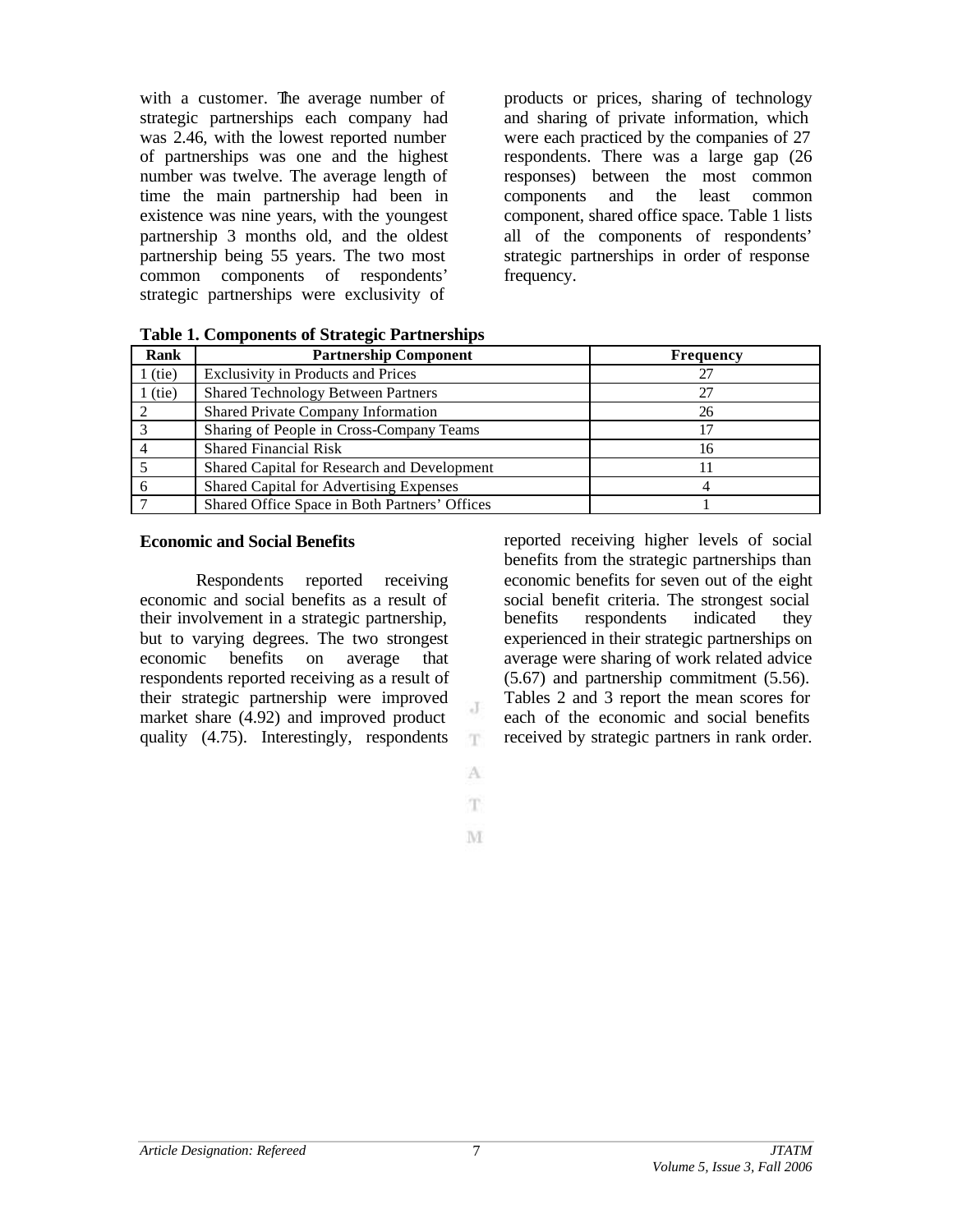with a customer. The average number of strategic partnerships each company had was 2.46, with the lowest reported number of partnerships was one and the highest number was twelve. The average length of time the main partnership had been in existence was nine years, with the youngest partnership 3 months old, and the oldest partnership being 55 years. The two most common components of respondents' strategic partnerships were exclusivity of products or prices, sharing of technology and sharing of private information, which were each practiced by the companies of 27 respondents. There was a large gap (26 responses) between the most common components and the least common component, shared office space. Table 1 lists all of the components of respondents' strategic partnerships in order of response frequency.

**Table 1. Components of Strategic Partnerships**

| Rank | Partnership Component | Frequency |
|---|---|---|
| 1 (tie) | Exclusivity in Products and Prices | 27 |
| 1 (tie) | Shared Technology Between Partners | 27 |
| 2 | Shared Private Company Information | 26 |
| 3 | Sharing of People in Cross-Company Teams | 17 |
| 4 | Shared Financial Risk | 16 |
| 5 | Shared Capital for Research and Development | 11 |
| 6 | Shared Capital for Advertising Expenses | 4 |
| 7 | Shared Office Space in Both Partners' Offices | 1 |

**Economic and Social Benefits**

Respondents reported receiving economic and social benefits as a result of their involvement in a strategic partnership, but to varying degrees. The two strongest economic benefits on average that respondents reported receiving as a result of their strategic partnership were improved market share (4.92) and improved product quality (4.75). Interestingly, respondents reported receiving higher levels of social benefits from the strategic partnerships than economic benefits for seven out of the eight social benefit criteria. The strongest social benefits respondents indicated they experienced in their strategic partnerships on average were sharing of work related advice (5.67) and partnership commitment (5.56). Tables 2 and 3 report the mean scores for each of the economic and social benefits received by strategic partners in rank order.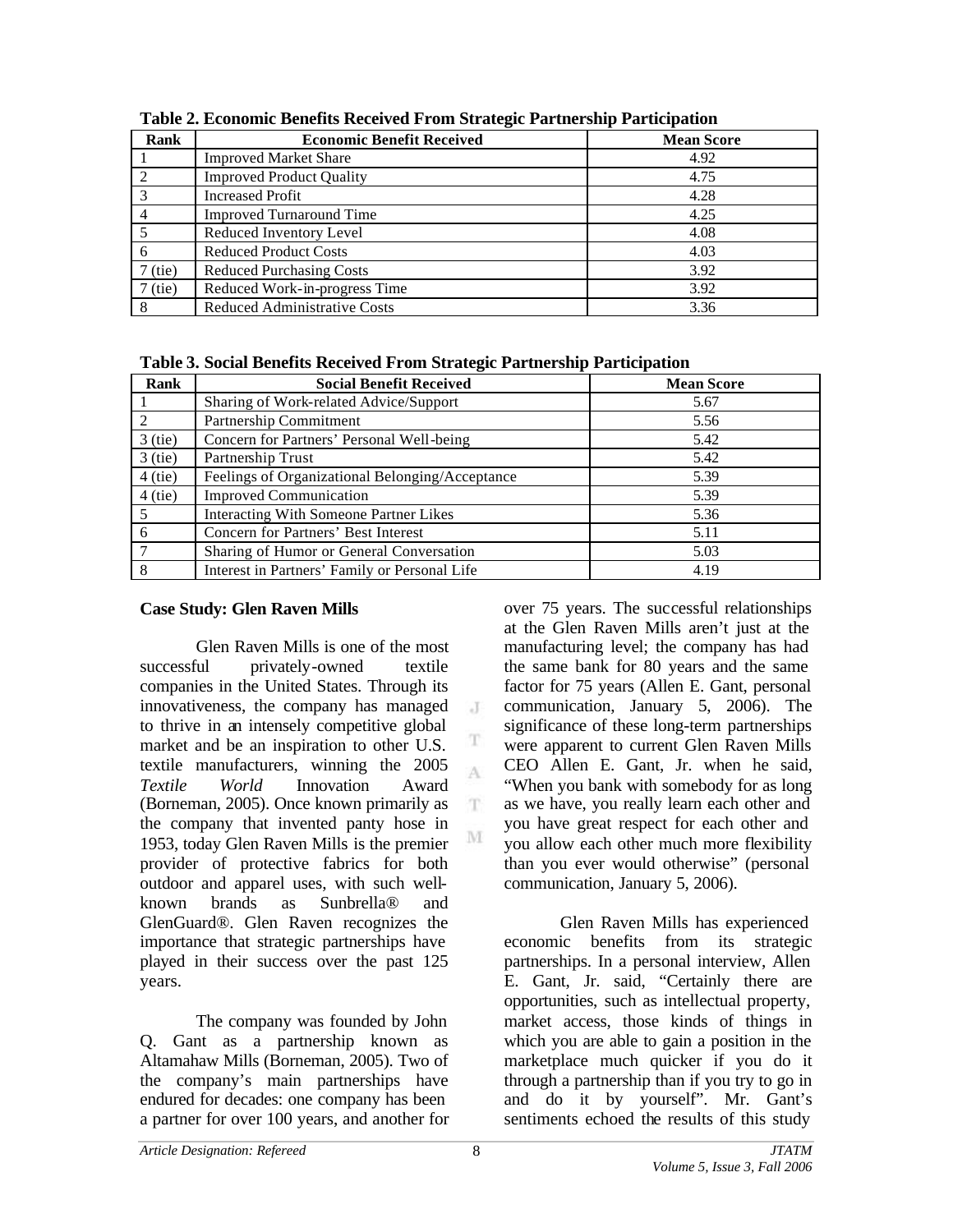**Table 2. Economic Benefits Received From Strategic Partnership Participation**

| Rank | Economic Benefit Received | Mean Score |
|---|---|---|
| 1 | Improved Market Share | 4.92 |
| 2 | Improved Product Quality | 4.75 |
| 3 | Increased Profit | 4.28 |
| 4 | Improved Turnaround Time | 4.25 |
| 5 | Reduced Inventory Level | 4.08 |
| 6 | Reduced Product Costs | 4.03 |
| 7 (tie) | Reduced Purchasing Costs | 3.92 |
| 7 (tie) | Reduced Work-in-progress Time | 3.92 |
| 8 | Reduced Administrative Costs | 3.36 |

**Table 3. Social Benefits Received From Strategic Partnership Participation**

| Rank | Social Benefit Received | Mean Score |
|---|---|---|
| 1 | Sharing of Work-related Advice/Support | 5.67 |
| 2 | Partnership Commitment | 5.56 |
| 3 (tie) | Concern for Partners' Personal Well-being | 5.42 |
| 3 (tie) | Partnership Trust | 5.42 |
| 4 (tie) | Feelings of Organizational Belonging/Acceptance | 5.39 |
| 4 (tie) | Improved Communication | 5.39 |
| 5 | Interacting With Someone Partner Likes | 5.36 |
| 6 | Concern for Partners' Best Interest | 5.11 |
| 7 | Sharing of Humor or General Conversation | 5.03 |
| 8 | Interest in Partners' Family or Personal Life | 4.19 |

### Case Study: Glen Raven Mills

Glen Raven Mills is one of the most successful privately-owned textile companies in the United States. Through its innovativeness, the company has managed to thrive in an intensely competitive global market and be an inspiration to other U.S. textile manufacturers, winning the 2005 *Textile World* Innovation Award (Borneman, 2005). Once known primarily as the company that invented panty hose in 1953, today Glen Raven Mills is the premier provider of protective fabrics for both outdoor and apparel uses, with such well-known brands as Sunbrella® and GlenGuard®. Glen Raven recognizes the importance that strategic partnerships have played in their success over the past 125 years.

The company was founded by John Q. Gant as a partnership known as Altamahaw Mills (Borneman, 2005). Two of the company's main partnerships have endured for decades: one company has been a partner for over 100 years, and another for over 75 years. The successful relationships at the Glen Raven Mills aren't just at the manufacturing level; the company has had the same bank for 80 years and the same factor for 75 years (Allen E. Gant, personal communication, January 5, 2006). The significance of these long-term partnerships were apparent to current Glen Raven Mills CEO Allen E. Gant, Jr. when he said, "When you bank with somebody for as long as we have, you really learn each other and you have great respect for each other and you allow each other much more flexibility than you ever would otherwise" (personal communication, January 5, 2006).

Glen Raven Mills has experienced economic benefits from its strategic partnerships. In a personal interview, Allen E. Gant, Jr. said, "Certainly there are opportunities, such as intellectual property, market access, those kinds of things in which you are able to gain a position in the marketplace much quicker if you do it through a partnership than if you try to go in and do it by yourself". Mr. Gant's sentiments echoed the results of this study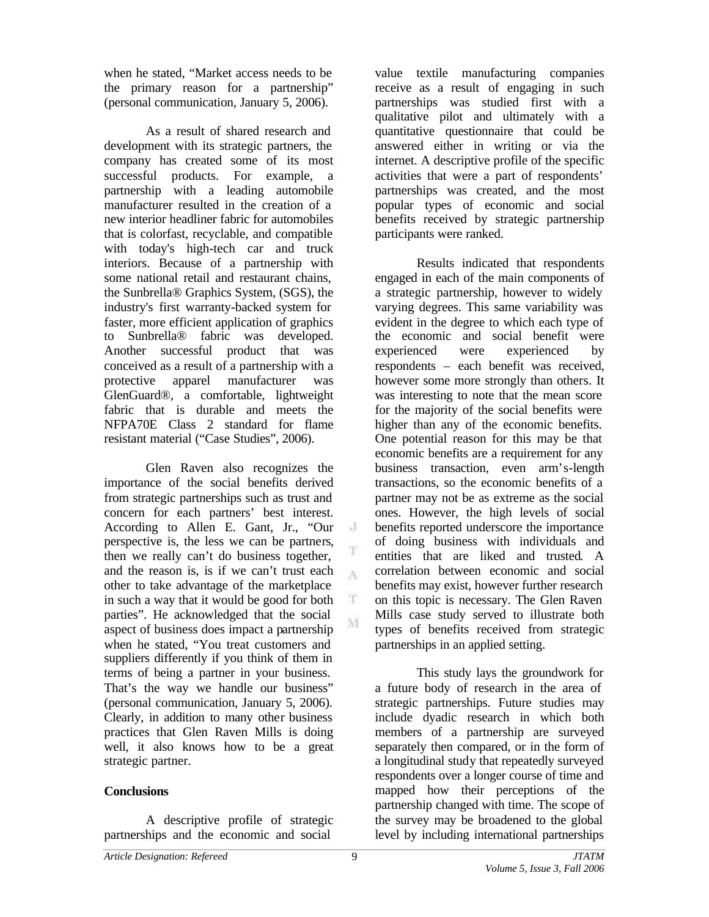when he stated, "Market access needs to be the primary reason for a partnership" (personal communication, January 5, 2006).

As a result of shared research and development with its strategic partners, the company has created some of its most successful products. For example, a partnership with a leading automobile manufacturer resulted in the creation of a new interior headliner fabric for automobiles that is colorfast, recyclable, and compatible with today's high-tech car and truck interiors. Because of a partnership with some national retail and restaurant chains, the Sunbrella® Graphics System, (SGS), the industry's first warranty-backed system for faster, more efficient application of graphics to Sunbrella® fabric was developed. Another successful product that was conceived as a result of a partnership with a protective apparel manufacturer was GlenGuard®, a comfortable, lightweight fabric that is durable and meets the NFPA70E Class 2 standard for flame resistant material ("Case Studies", 2006).

Glen Raven also recognizes the importance of the social benefits derived from strategic partnerships such as trust and concern for each partners' best interest. According to Allen E. Gant, Jr., "Our perspective is, the less we can be partners, then we really can't do business together, and the reason is, is if we can't trust each other to take advantage of the marketplace in such a way that it would be good for both parties". He acknowledged that the social aspect of business does impact a partnership when he stated, "You treat customers and suppliers differently if you think of them in terms of being a partner in your business. That's the way we handle our business" (personal communication, January 5, 2006). Clearly, in addition to many other business practices that Glen Raven Mills is doing well, it also knows how to be a great strategic partner.

## Conclusions

A descriptive profile of strategic partnerships and the economic and social value textile manufacturing companies receive as a result of engaging in such partnerships was studied first with a qualitative pilot and ultimately with a quantitative questionnaire that could be answered either in writing or via the internet. A descriptive profile of the specific activities that were a part of respondents' partnerships was created, and the most popular types of economic and social benefits received by strategic partnership participants were ranked.

Results indicated that respondents engaged in each of the main components of a strategic partnership, however to widely varying degrees. This same variability was evident in the degree to which each type of the economic and social benefit were experienced were experienced by respondents – each benefit was received, however some more strongly than others. It was interesting to note that the mean score for the majority of the social benefits were higher than any of the economic benefits. One potential reason for this may be that economic benefits are a requirement for any business transaction, even arm's-length transactions, so the economic benefits of a partner may not be as extreme as the social ones. However, the high levels of social benefits reported underscore the importance of doing business with individuals and entities that are liked and trusted. A correlation between economic and social benefits may exist, however further research on this topic is necessary. The Glen Raven Mills case study served to illustrate both types of benefits received from strategic partnerships in an applied setting.

This study lays the groundwork for a future body of research in the area of strategic partnerships. Future studies may include dyadic research in which both members of a partnership are surveyed separately then compared, or in the form of a longitudinal study that repeatedly surveyed respondents over a longer course of time and mapped how their perceptions of the partnership changed with time. The scope of the survey may be broadened to the global level by including international partnerships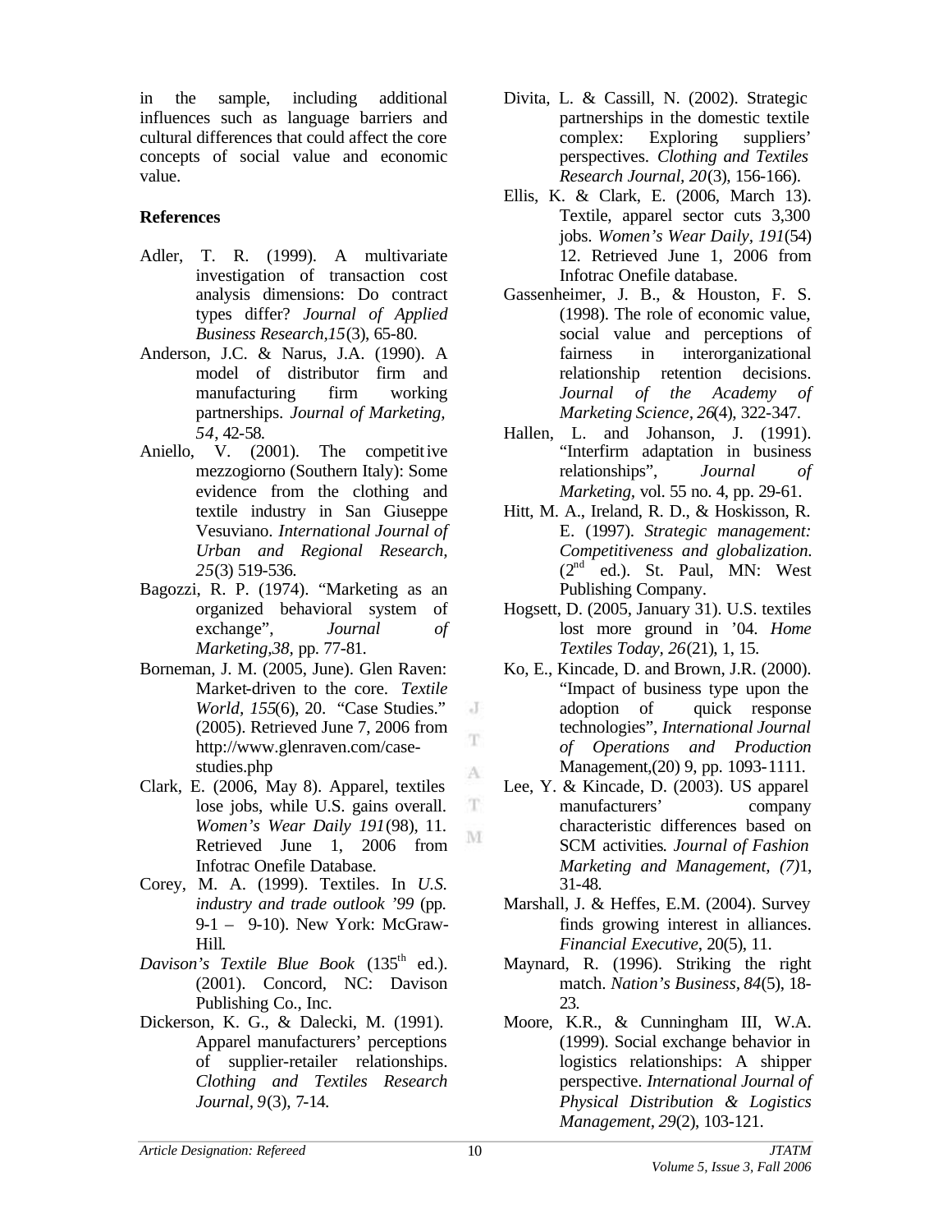in the sample, including additional influences such as language barriers and cultural differences that could affect the core concepts of social value and economic value.

## References

Adler, T. R. (1999). A multivariate investigation of transaction cost analysis dimensions: Do contract types differ? *Journal of Applied Business Research,15*(3), 65-80.

Anderson, J.C. & Narus, J.A. (1990). A model of distributor firm and manufacturing firm working partnerships. *Journal of Marketing, 54*, 42-58.

Aniello, V. (2001). The competitive mezzogiorno (Southern Italy): Some evidence from the clothing and textile industry in San Giuseppe Vesuviano. *International Journal of Urban and Regional Research, 25*(3) 519-536.

Bagozzi, R. P. (1974). "Marketing as an organized behavioral system of exchange", *Journal of Marketing,38*, pp. 77-81.

Borneman, J. M. (2005, June). Glen Raven: Market-driven to the core. *Textile World, 155*(6), 20. "Case Studies." (2005). Retrieved June 7, 2006 from http://www.glenraven.com/case-studies.php

Clark, E. (2006, May 8). Apparel, textiles lose jobs, while U.S. gains overall. *Women's Wear Daily 191*(98), 11. Retrieved June 1, 2006 from Infotrac Onefile Database.

Corey, M. A. (1999). Textiles. In *U.S. industry and trade outlook '99* (pp. 9-1 – 9-10). New York: McGraw-Hill.

*Davison's Textile Blue Book* (135th ed.). (2001). Concord, NC: Davison Publishing Co., Inc.

Dickerson, K. G., & Dalecki, M. (1991). Apparel manufacturers' perceptions of supplier-retailer relationships. *Clothing and Textiles Research Journal, 9*(3), 7-14.

Divita, L. & Cassill, N. (2002). Strategic partnerships in the domestic textile complex: Exploring suppliers' perspectives. *Clothing and Textiles Research Journal, 20*(3), 156-166).

Ellis, K. & Clark, E. (2006, March 13). Textile, apparel sector cuts 3,300 jobs. *Women's Wear Daily, 191*(54) 12. Retrieved June 1, 2006 from Infotrac Onefile database.

Gassenheimer, J. B., & Houston, F. S. (1998). The role of economic value, social value and perceptions of fairness in interorganizational relationship retention decisions. *Journal of the Academy of Marketing Science, 26*(4), 322-347.

Hallen, L. and Johanson, J. (1991). "Interfirm adaptation in business relationships", *Journal of Marketing*, vol. 55 no. 4, pp. 29-61.

Hitt, M. A., Ireland, R. D., & Hoskisson, R. E. (1997). *Strategic management: Competitiveness and globalization.* (2nd ed.). St. Paul, MN: West Publishing Company.

Hogsett, D. (2005, January 31). U.S. textiles lost more ground in '04. *Home Textiles Today, 26*(21), 1, 15.

Ko, E., Kincade, D. and Brown, J.R. (2000). "Impact of business type upon the adoption of quick response technologies", *International Journal of Operations and Production* Management,(20) 9, pp. 1093-1111.

Lee, Y. & Kincade, D. (2003). US apparel manufacturers' company characteristic differences based on SCM activities. *Journal of Fashion Marketing and Management, (7)*1, 31-48.

Marshall, J. & Heffes, E.M. (2004). Survey finds growing interest in alliances. *Financial Executive*, 20(5), 11.

Maynard, R. (1996). Striking the right match. *Nation's Business, 84*(5), 18-23.

Moore, K.R., & Cunningham III, W.A. (1999). Social exchange behavior in logistics relationships: A shipper perspective. *International Journal of Physical Distribution & Logistics Management, 29*(2), 103-121.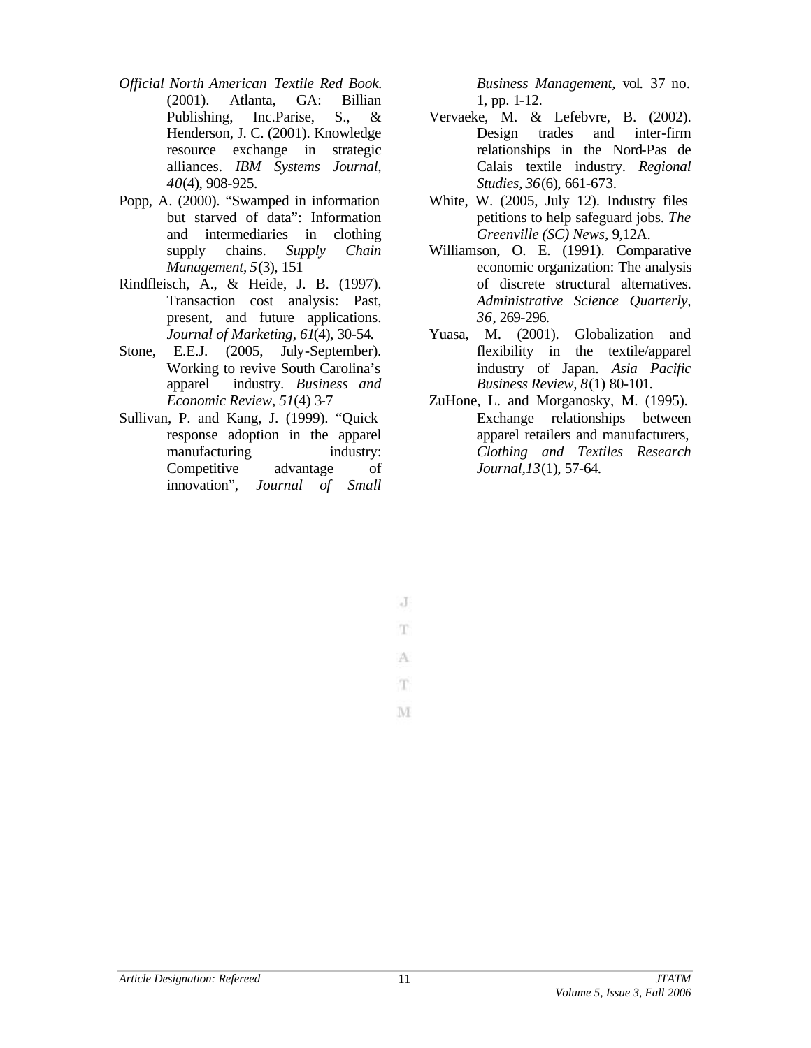*Official North American Textile Red Book.* (2001). Atlanta, GA: Billian Publishing, Inc.Parise, S., & Henderson, J. C. (2001). Knowledge resource exchange in strategic alliances. *IBM Systems Journal, 40*(4), 908-925.

Popp, A. (2000). "Swamped in information but starved of data": Information and intermediaries in clothing supply chains. *Supply Chain Management, 5*(3), 151

Rindfleisch, A., & Heide, J. B. (1997). Transaction cost analysis: Past, present, and future applications. *Journal of Marketing, 61*(4), 30-54.

Stone, E.E.J. (2005, July-September). Working to revive South Carolina's apparel industry. *Business and Economic Review, 51*(4) 3-7

Sullivan, P. and Kang, J. (1999). "Quick response adoption in the apparel manufacturing industry: Competitive advantage of innovation", *Journal of Small Business Management*, vol. 37 no. 1, pp. 1-12.

Vervaeke, M. & Lefebvre, B. (2002). Design trades and inter-firm relationships in the Nord-Pas de Calais textile industry. *Regional Studies, 36*(6), 661-673.

White, W. (2005, July 12). Industry files petitions to help safeguard jobs. *The Greenville (SC) News*, 9,12A.

Williamson, O. E. (1991). Comparative economic organization: The analysis of discrete structural alternatives. *Administrative Science Quarterly, 36*, 269-296.

Yuasa, M. (2001). Globalization and flexibility in the textile/apparel industry of Japan. *Asia Pacific Business Review, 8*(1) 80-101.

ZuHone, L. and Morganosky, M. (1995). Exchange relationships between apparel retailers and manufacturers, *Clothing and Textiles Research Journal,13*(1), 57-64.